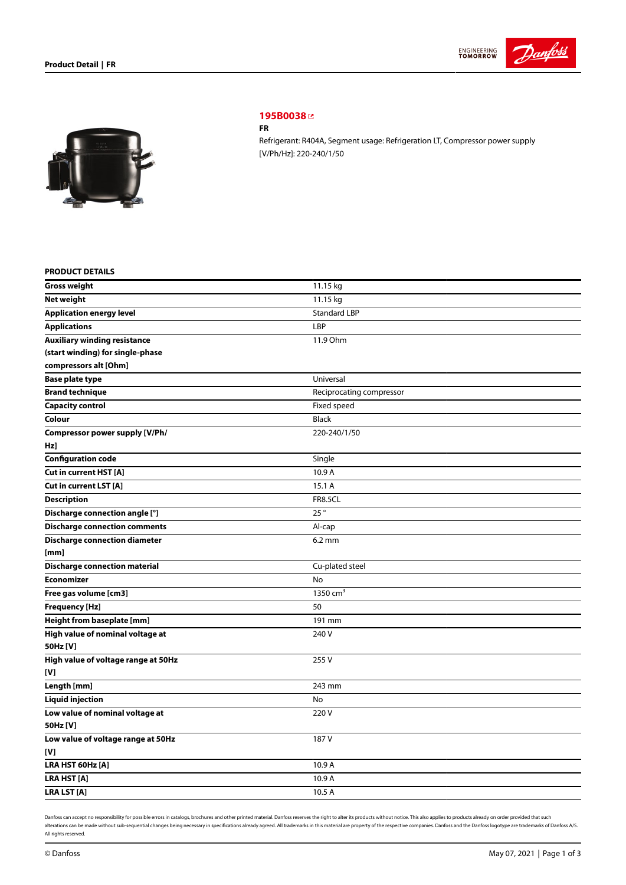## 195B0038

**FR**

Refrigerant: R404A, Segment usage: Refrigeration LT, Compressor power supply [V/Ph/Hz]: 220-240/1/50

### PRODUCT DETAILS

| | |
|---|---|
| **Gross weight** | 11.15 kg |
| **Net weight** | 11.15 kg |
| **Application energy level** | Standard LBP |
| **Applications** | LBP |
| **Auxiliary winding resistance (start winding) for single-phase compressors alt [Ohm]** | 11.9 Ohm |
| **Base plate type** | Universal |
| **Brand technique** | Reciprocating compressor |
| **Capacity control** | Fixed speed |
| **Colour** | Black |
| **Compressor power supply [V/Ph/Hz]** | 220-240/1/50 |
| **Configuration code** | Single |
| **Cut in current HST [A]** | 10.9 A |
| **Cut in current LST [A]** | 15.1 A |
| **Description** | FR8.5CL |
| **Discharge connection angle [°]** | 25 ° |
| **Discharge connection comments** | Al-cap |
| **Discharge connection diameter [mm]** | 6.2 mm |
| **Discharge connection material** | Cu-plated steel |
| **Economizer** | No |
| **Free gas volume [cm3]** | 1350 $cm^3$ |
| **Frequency [Hz]** | 50 |
| **Height from baseplate [mm]** | 191 mm |
| **High value of nominal voltage at 50Hz [V]** | 240 V |
| **High value of voltage range at 50Hz [V]** | 255 V |
| **Length [mm]** | 243 mm |
| **Liquid injection** | No |
| **Low value of nominal voltage at 50Hz [V]** | 220 V |
| **Low value of voltage range at 50Hz [V]** | 187 V |
| **LRA HST 60Hz [A]** | 10.9 A |
| **LRA HST [A]** | 10.9 A |
| **LRA LST [A]** | 10.5 A |

Danfoss can accept no responsibility for possible errors in catalogs, brochures and other printed material. Danfoss reserves the right to alter its products without notice. This also applies to products already on order provided that such alterations can be made without sub-sequential changes being necessary in specifications already agreed. All trademarks in this material are property of the respective companies. Danfoss and the Danfoss logotype are trademarks of Danfoss A/S. All rights reserved.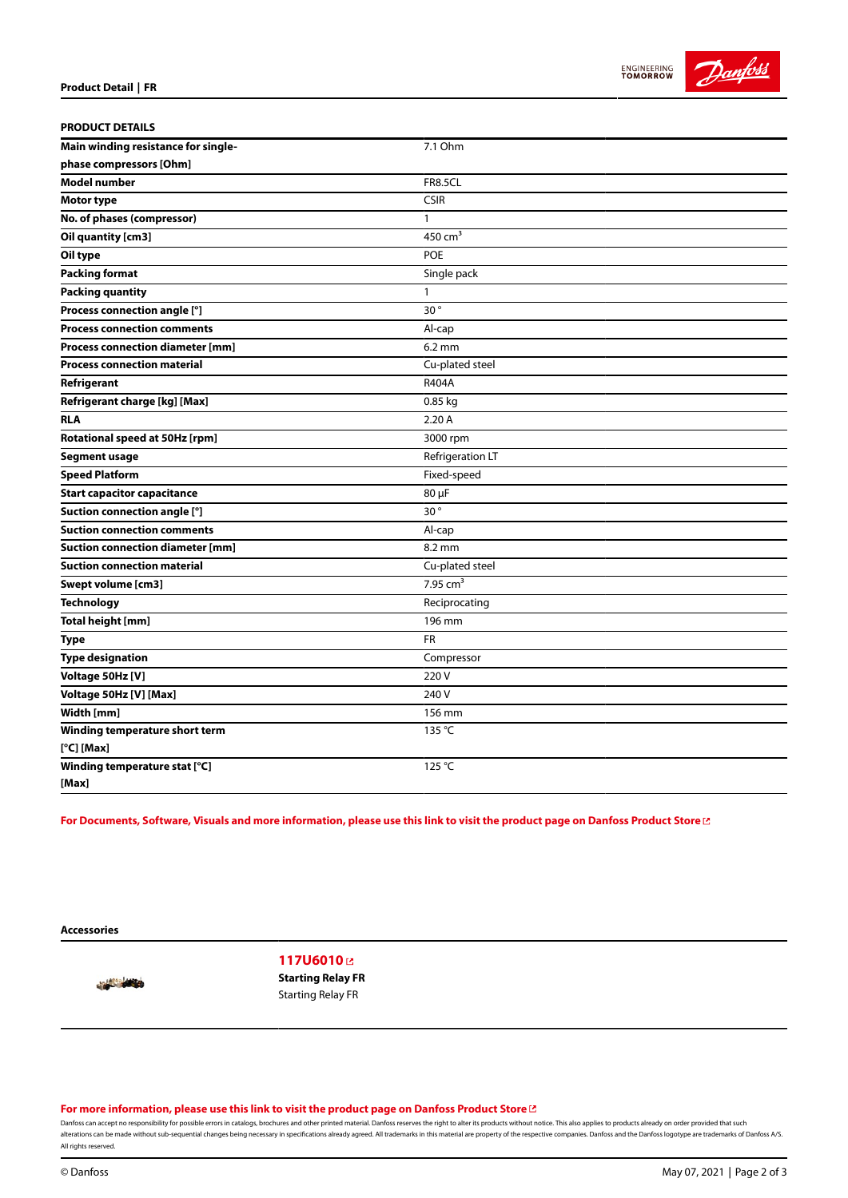## PRODUCT DETAILS

| | |
|---|---|
| **Main winding resistance for single-phase compressors [Ohm]** | 7.1 Ohm |
| **Model number** | FR8.5CL |
| **Motor type** | CSIR |
| **No. of phases (compressor)** | 1 |
| **Oil quantity [cm3]** | 450 $cm^3$ |
| **Oil type** | POE |
| **Packing format** | Single pack |
| **Packing quantity** | 1 |
| **Process connection angle [°]** | 30 ° |
| **Process connection comments** | Al-cap |
| **Process connection diameter [mm]** | 6.2 mm |
| **Process connection material** | Cu-plated steel |
| **Refrigerant** | R404A |
| **Refrigerant charge [kg] [Max]** | 0.85 kg |
| **RLA** | 2.20 A |
| **Rotational speed at 50Hz [rpm]** | 3000 rpm |
| **Segment usage** | Refrigeration LT |
| **Speed Platform** | Fixed-speed |
| **Start capacitor capacitance** | 80 µF |
| **Suction connection angle [°]** | 30 ° |
| **Suction connection comments** | Al-cap |
| **Suction connection diameter [mm]** | 8.2 mm |
| **Suction connection material** | Cu-plated steel |
| **Swept volume [cm3]** | 7.95 $cm^3$ |
| **Technology** | Reciprocating |
| **Total height [mm]** | 196 mm |
| **Type** | FR |
| **Type designation** | Compressor |
| **Voltage 50Hz [V]** | 220 V |
| **Voltage 50Hz [V] [Max]** | 240 V |
| **Width [mm]** | 156 mm |
| **Winding temperature short term [°C] [Max]** | 135 °C |
| **Winding temperature stat [°C] [Max]** | 125 °C |

**For Documents, Software, Visuals and more information, please use this link to visit the product page on Danfoss Product Store**

**Accessories**

**117U6010**
**Starting Relay FR**
Starting Relay FR

**For more information, please use this link to visit the product page on Danfoss Product Store**

Danfoss can accept no responsibility for possible errors in catalogs, brochures and other printed material. Danfoss reserves the right to alter its products without notice. This also applies to products already on order provided that such alterations can be made without sub-sequential changes being necessary in specifications already agreed. All trademarks in this material are property of the respective companies. Danfoss and the Danfoss logotype are trademarks of Danfoss A/S. All rights reserved.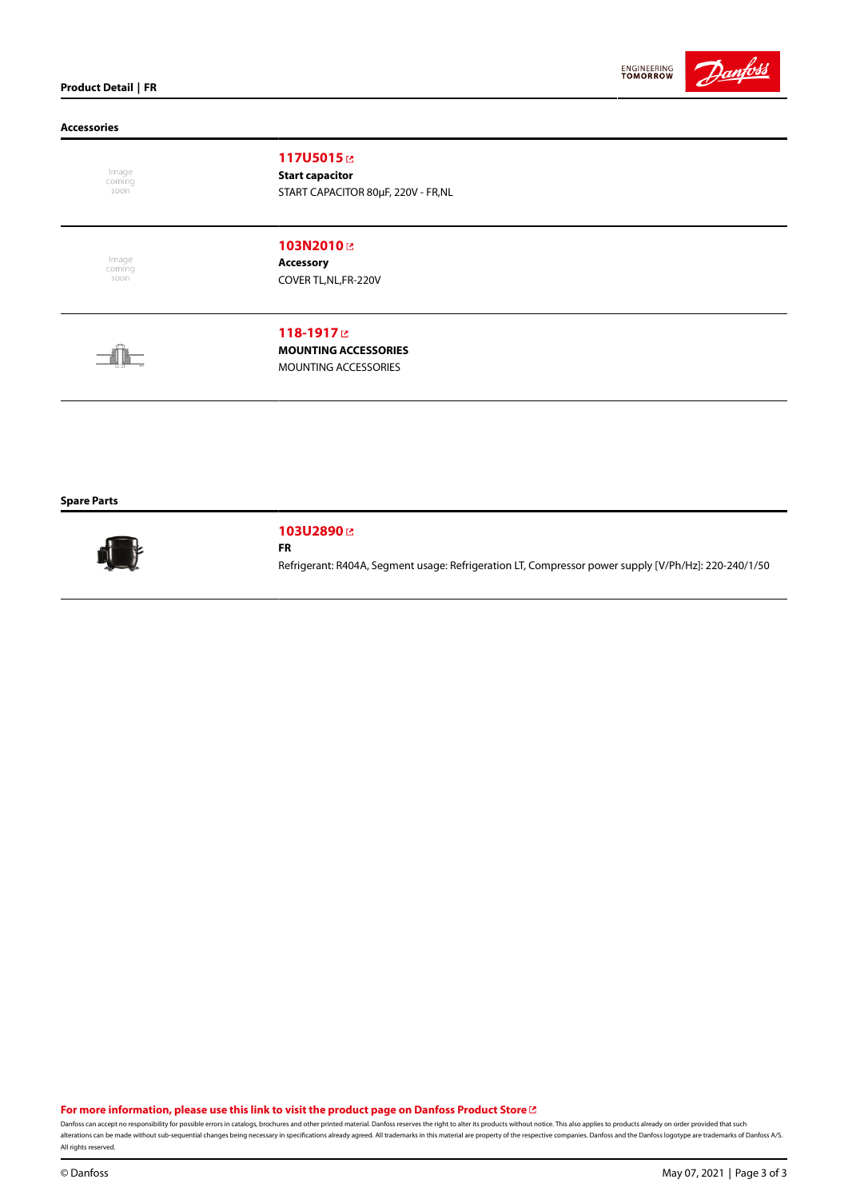## Accessories

Image coming soon

**117U5015**

**Start capacitor**

START CAPACITOR 80µF, 220V - FR,NL

Image coming soon

**103N2010**

**Accessory**

COVER TL,NL,FR-220V

**118-1917**

**MOUNTING ACCESSORIES**

MOUNTING ACCESSORIES

## Spare Parts

**103U2890**

**FR**

Refrigerant: R404A, Segment usage: Refrigeration LT, Compressor power supply [V/Ph/Hz]: 220-240/1/50

**For more information, please use this link to visit the product page on Danfoss Product Store**

Danfoss can accept no responsibility for possible errors in catalogs, brochures and other printed material. Danfoss reserves the right to alter its products without notice. This also applies to products already on order provided that such alterations can be made without sub-sequential changes being necessary in specifications already agreed. All trademarks in this material are property of the respective companies. Danfoss and the Danfoss logotype are trademarks of Danfoss A/S. All rights reserved.

© Danfoss

May 07, 2021